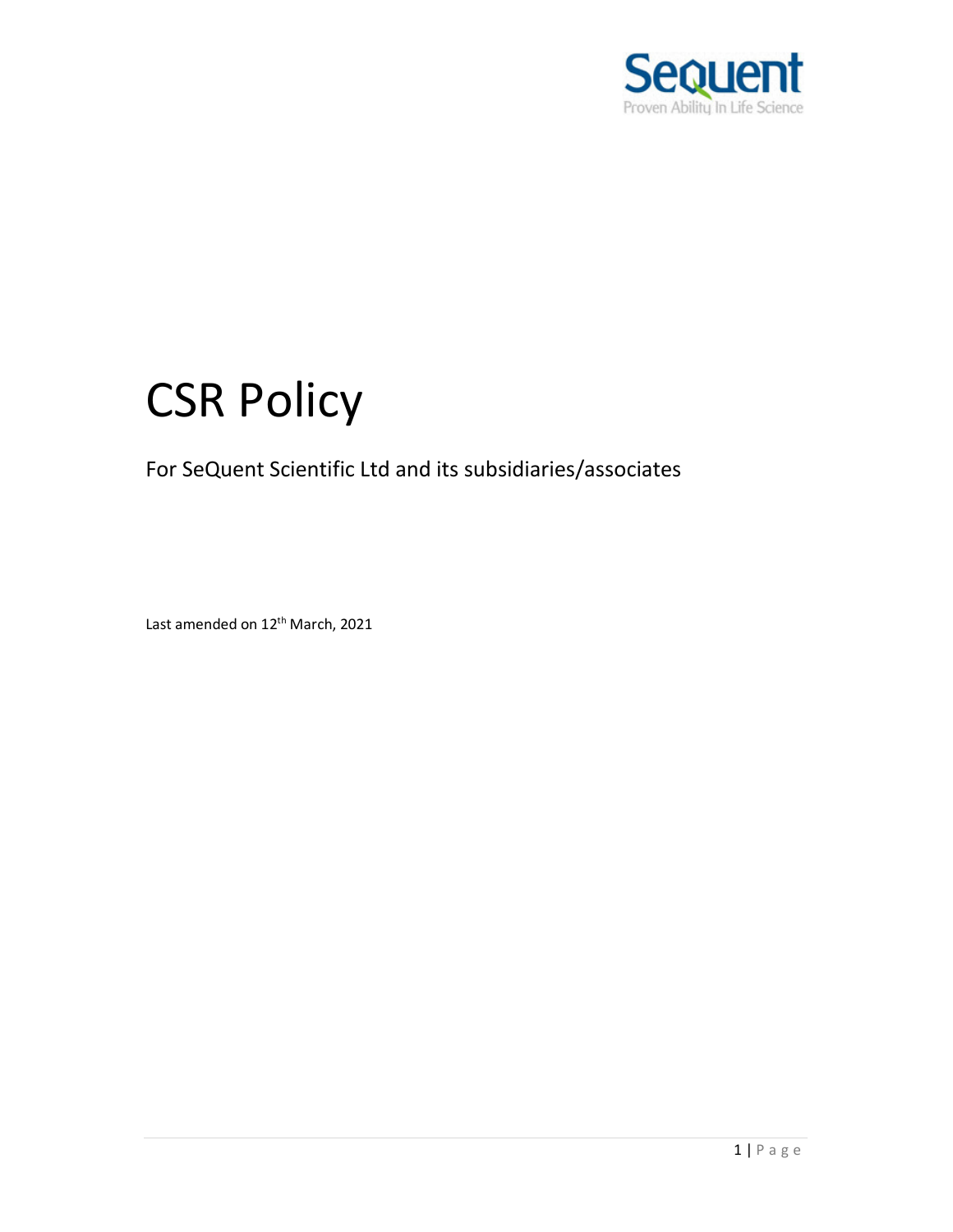# CSR Policy

For SeQuent Scientific Ltd and its subsidiaries/associates

Last amended on 12th March, 2021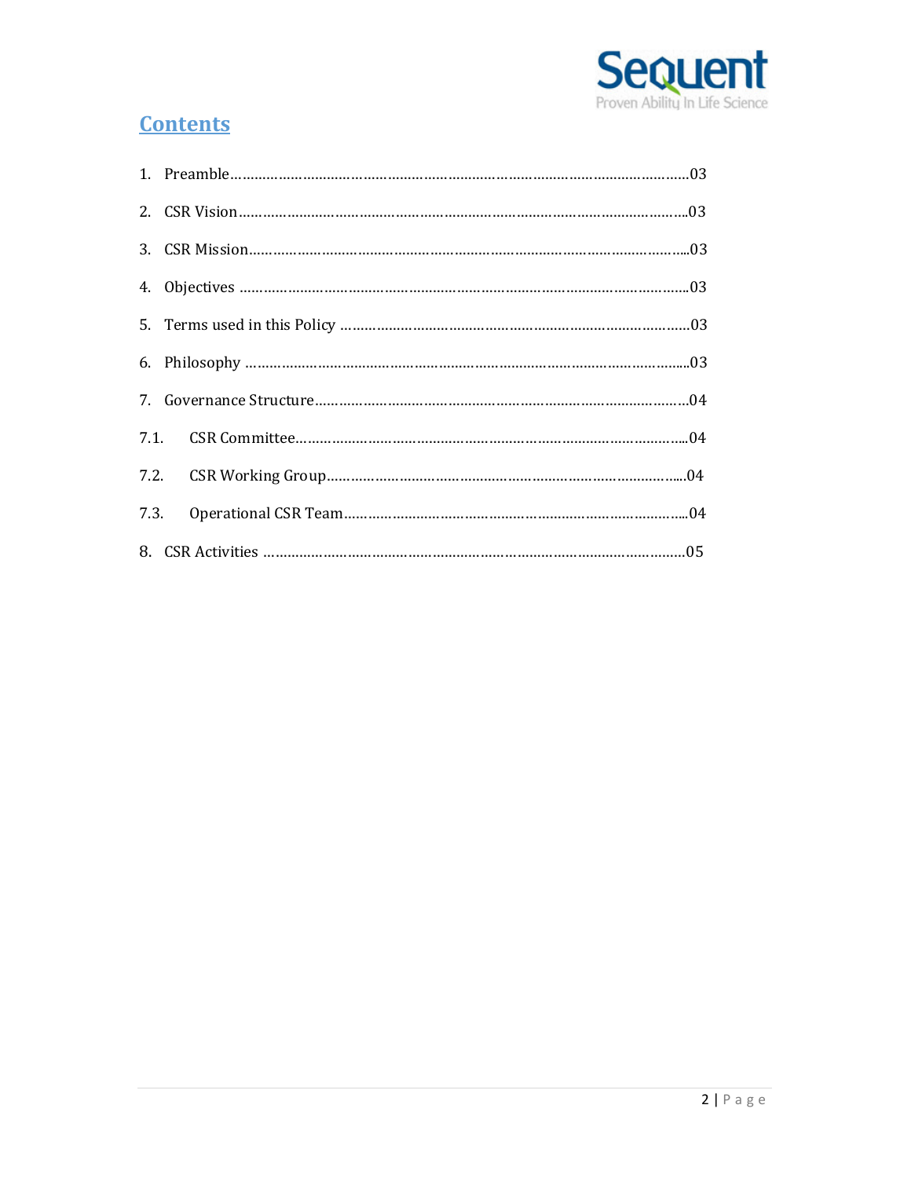## Contents

1. Preamble……………………………………………………………………………………………………03
2. CSR Vision…………………………………………………………………………………………………03
3. CSR Mission………………………………………………………………………………………………03
4. Objectives …………………………………………………………………………………………………03
5. Terms used in this Policy ………………………………………………………………………………03
6. Philosophy …………………………………………………………………………………………………03
7. Governance Structure……………………………………………………………………………………04

7.1. CSR Committee………………………………………………………………………………………04

7.2. CSR Working Group…………………………………………………………………………………04

7.3. Operational CSR Team………………………………………………………………………………04

8. CSR Activities ……………………………………………………………………………………………05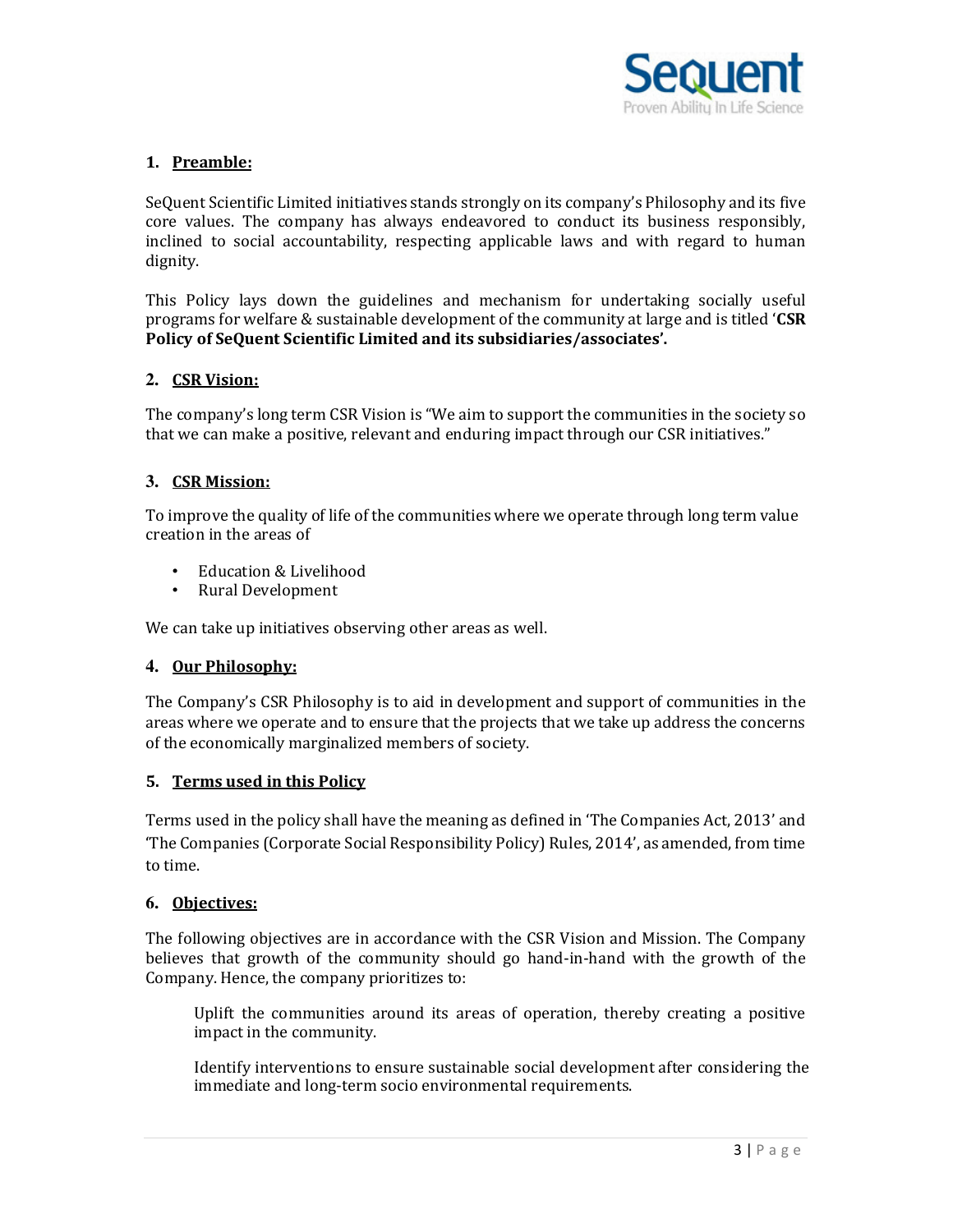## 1. Preamble:

SeQuent Scientific Limited initiatives stands strongly on its company's Philosophy and its five core values. The company has always endeavored to conduct its business responsibly, inclined to social accountability, respecting applicable laws and with regard to human dignity.

This Policy lays down the guidelines and mechanism for undertaking socially useful programs for welfare & sustainable development of the community at large and is titled '**CSR Policy of SeQuent Scientific Limited and its subsidiaries/associates'.**

## 2. CSR Vision:

The company's long term CSR Vision is "We aim to support the communities in the society so that we can make a positive, relevant and enduring impact through our CSR initiatives."

## 3. CSR Mission:

To improve the quality of life of the communities where we operate through long term value creation in the areas of

- Education & Livelihood
- Rural Development

We can take up initiatives observing other areas as well.

## 4. Our Philosophy:

The Company's CSR Philosophy is to aid in development and support of communities in the areas where we operate and to ensure that the projects that we take up address the concerns of the economically marginalized members of society.

## 5. Terms used in this Policy

Terms used in the policy shall have the meaning as defined in 'The Companies Act, 2013' and 'The Companies (Corporate Social Responsibility Policy) Rules, 2014', as amended, from time to time.

## 6. Objectives:

The following objectives are in accordance with the CSR Vision and Mission. The Company believes that growth of the community should go hand-in-hand with the growth of the Company. Hence, the company prioritizes to:

Uplift the communities around its areas of operation, thereby creating a positive impact in the community.

Identify interventions to ensure sustainable social development after considering the immediate and long-term socio environmental requirements.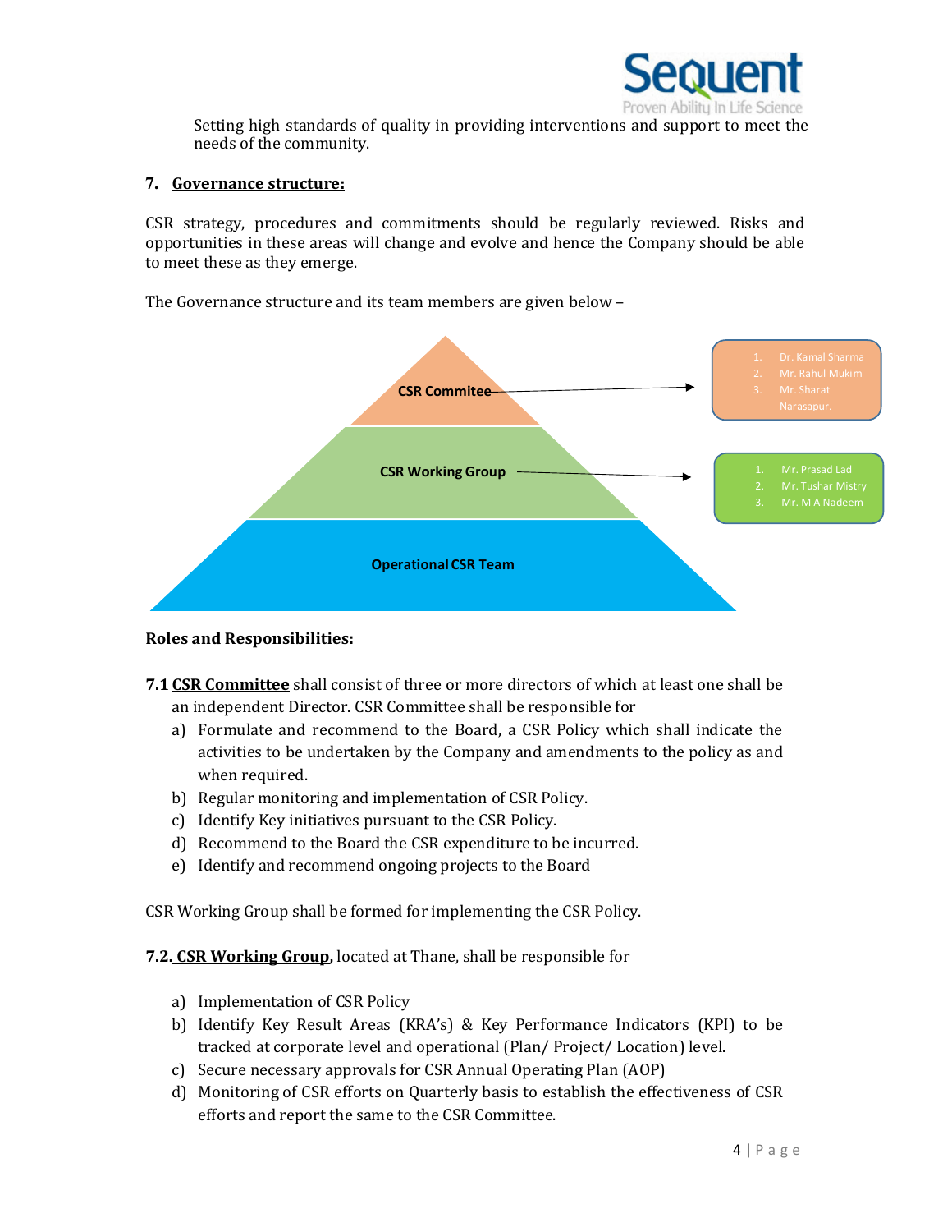Setting high standards of quality in providing interventions and support to meet the needs of the community.

## 7. Governance structure:

CSR strategy, procedures and commitments should be regularly reviewed. Risks and opportunities in these areas will change and evolve and hence the Company should be able to meet these as they emerge.

The Governance structure and its team members are given below –

**CSR Commitee** → 
1. Dr. Kamal Sharma
2. Mr. Rahul Mukim
3. Mr. Sharat Narasapur.

**CSR Working Group** → 
1. Mr. Prasad Lad
2. Mr. Tushar Mistry
3. Mr. M A Nadeem

**Operational CSR Team**

**Roles and Responsibilities:**

**7.1 CSR Committee** shall consist of three or more directors of which at least one shall be an independent Director. CSR Committee shall be responsible for

a) Formulate and recommend to the Board, a CSR Policy which shall indicate the activities to be undertaken by the Company and amendments to the policy as and when required.
b) Regular monitoring and implementation of CSR Policy.
c) Identify Key initiatives pursuant to the CSR Policy.
d) Recommend to the Board the CSR expenditure to be incurred.
e) Identify and recommend ongoing projects to the Board

CSR Working Group shall be formed for implementing the CSR Policy.

**7.2. CSR Working Group**, located at Thane, shall be responsible for

a) Implementation of CSR Policy
b) Identify Key Result Areas (KRA's) & Key Performance Indicators (KPI) to be tracked at corporate level and operational (Plan/ Project/ Location) level.
c) Secure necessary approvals for CSR Annual Operating Plan (AOP)
d) Monitoring of CSR efforts on Quarterly basis to establish the effectiveness of CSR efforts and report the same to the CSR Committee.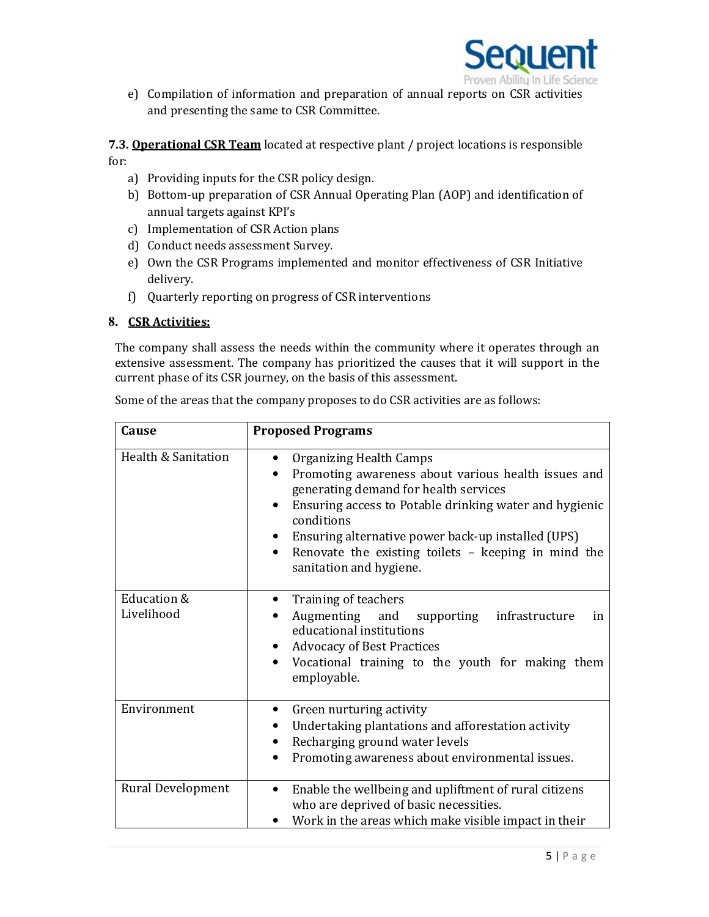e) Compilation of information and preparation of annual reports on CSR activities and presenting the same to CSR Committee.

**7.3. <u>Operational CSR Team</u>** located at respective plant / project locations is responsible for:

a) Providing inputs for the CSR policy design.
b) Bottom-up preparation of CSR Annual Operating Plan (AOP) and identification of annual targets against KPI's
c) Implementation of CSR Action plans
d) Conduct needs assessment Survey.
e) Own the CSR Programs implemented and monitor effectiveness of CSR Initiative delivery.
f) Quarterly reporting on progress of CSR interventions

## 8. CSR Activities:

The company shall assess the needs within the community where it operates through an extensive assessment. The company has prioritized the causes that it will support in the current phase of its CSR journey, on the basis of this assessment.

Some of the areas that the company proposes to do CSR activities are as follows:

| Cause | Proposed Programs |
|---|---|
| Health & Sanitation | • Organizing Health Camps<br>• Promoting awareness about various health issues and generating demand for health services<br>• Ensuring access to Potable drinking water and hygienic conditions<br>• Ensuring alternative power back-up installed (UPS)<br>• Renovate the existing toilets – keeping in mind the sanitation and hygiene. |
| Education & Livelihood | • Training of teachers<br>• Augmenting and supporting infrastructure in educational institutions<br>• Advocacy of Best Practices<br>• Vocational training to the youth for making them employable. |
| Environment | • Green nurturing activity<br>• Undertaking plantations and afforestation activity<br>• Recharging ground water levels<br>• Promoting awareness about environmental issues. |
| Rural Development | • Enable the wellbeing and upliftment of rural citizens who are deprived of basic necessities.<br>• Work in the areas which make visible impact in their |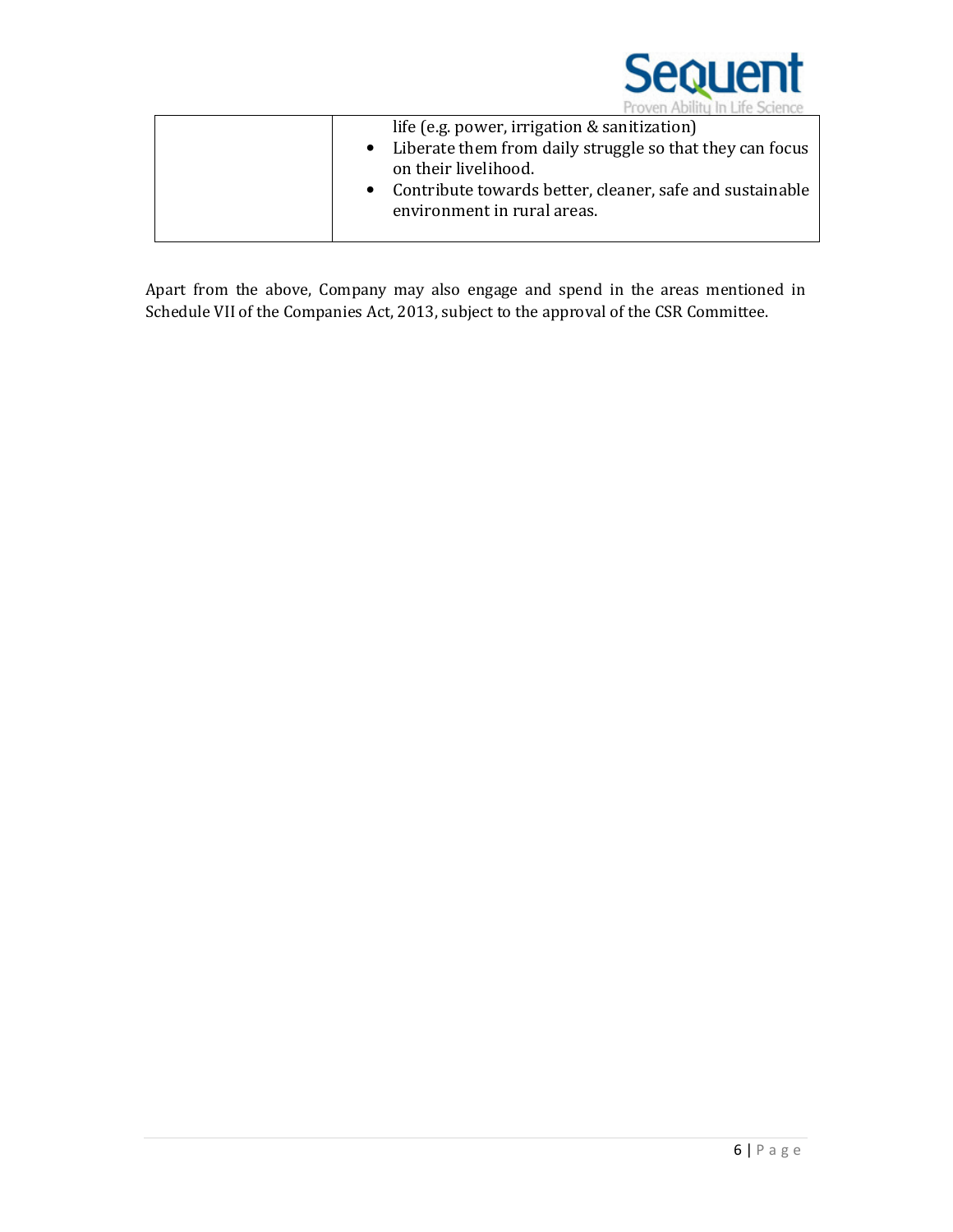| | |
|---|---|
| | life (e.g. power, irrigation & sanitization)<br>• Liberate them from daily struggle so that they can focus on their livelihood.<br>• Contribute towards better, cleaner, safe and sustainable environment in rural areas. |

Apart from the above, Company may also engage and spend in the areas mentioned in Schedule VII of the Companies Act, 2013, subject to the approval of the CSR Committee.